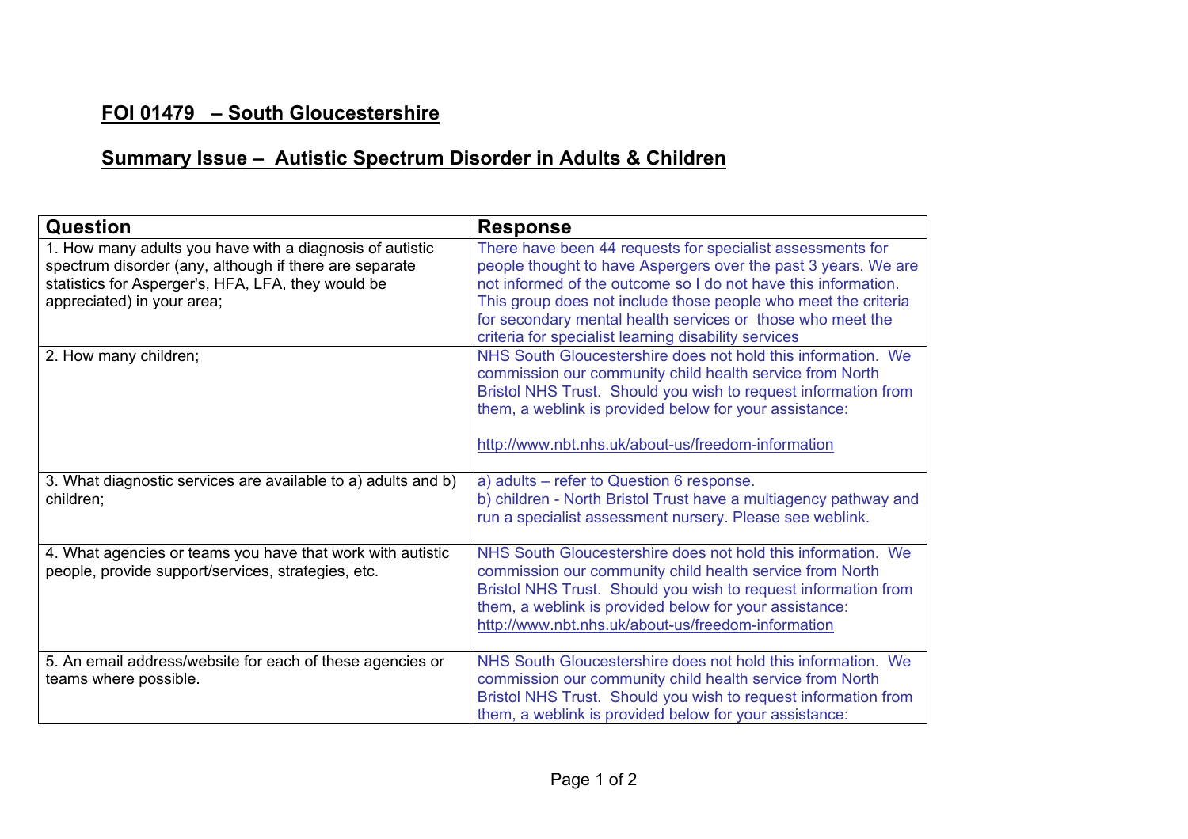## FOI 01479 – South Gloucestershire

## Summary Issue – Autistic Spectrum Disorder in Adults & Children

| Question | Response |
|---|---|
| 1. How many adults you have with a diagnosis of autistic spectrum disorder (any, although if there are separate statistics for Asperger's, HFA, LFA, they would be appreciated) in your area; | There have been 44 requests for specialist assessments for people thought to have Aspergers over the past 3 years. We are not informed of the outcome so I do not have this information. This group does not include those people who meet the criteria for secondary mental health services or those who meet the criteria for specialist learning disability services |
| 2. How many children; | NHS South Gloucestershire does not hold this information. We commission our community child health service from North Bristol NHS Trust. Should you wish to request information from them, a weblink is provided below for your assistance:<br><br>http://www.nbt.nhs.uk/about-us/freedom-information |
| 3. What diagnostic services are available to a) adults and b) children; | a) adults – refer to Question 6 response.<br>b) children - North Bristol Trust have a multiagency pathway and run a specialist assessment nursery. Please see weblink. |
| 4. What agencies or teams you have that work with autistic people, provide support/services, strategies, etc. | NHS South Gloucestershire does not hold this information. We commission our community child health service from North Bristol NHS Trust. Should you wish to request information from them, a weblink is provided below for your assistance:<br>http://www.nbt.nhs.uk/about-us/freedom-information |
| 5. An email address/website for each of these agencies or teams where possible. | NHS South Gloucestershire does not hold this information. We commission our community child health service from North Bristol NHS Trust. Should you wish to request information from them, a weblink is provided below for your assistance: |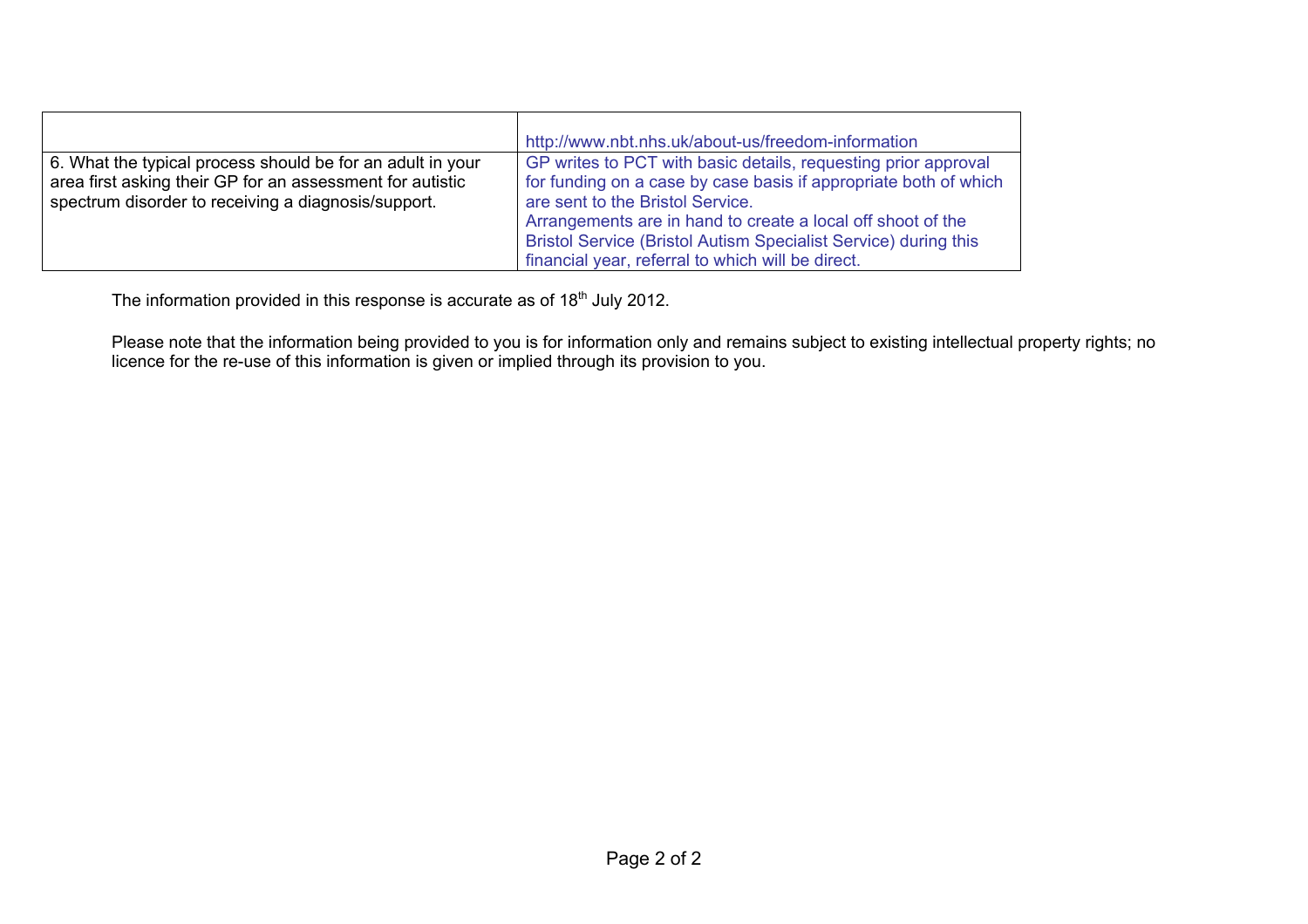| | |
|---|---|
| | http://www.nbt.nhs.uk/about-us/freedom-information |
| 6. What the typical process should be for an adult in your area first asking their GP for an assessment for autistic spectrum disorder to receiving a diagnosis/support. | GP writes to PCT with basic details, requesting prior approval for funding on a case by case basis if appropriate both of which are sent to the Bristol Service.<br>Arrangements are in hand to create a local off shoot of the Bristol Service (Bristol Autism Specialist Service) during this financial year, referral to which will be direct. |

The information provided in this response is accurate as of 18th July 2012.

Please note that the information being provided to you is for information only and remains subject to existing intellectual property rights; no licence for the re-use of this information is given or implied through its provision to you.